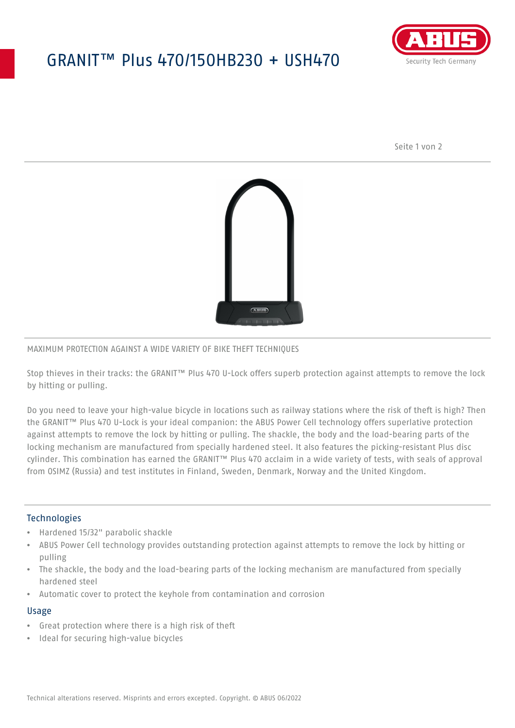# GRANIT™ Plus 470/150HB230 + USH470

MAXIMUM PROTECTION AGAINST A WIDE VARIETY OF BIKE THEFT TECHNIQUES

Stop thieves in their tracks: the GRANIT™ Plus 470 U-Lock offers superb protection against attempts to remove the lock by hitting or pulling.

Do you need to leave your high-value bicycle in locations such as railway stations where the risk of theft is high? Then the GRANIT™ Plus 470 U-Lock is your ideal companion: the ABUS Power Cell technology offers superlative protection against attempts to remove the lock by hitting or pulling. The shackle, the body and the load-bearing parts of the locking mechanism are manufactured from specially hardened steel. It also features the picking-resistant Plus disc cylinder. This combination has earned the GRANIT™ Plus 470 acclaim in a wide variety of tests, with seals of approval from OSIMZ (Russia) and test institutes in Finland, Sweden, Denmark, Norway and the United Kingdom.

## Technologies

- Hardened 15/32" parabolic shackle
- ABUS Power Cell technology provides outstanding protection against attempts to remove the lock by hitting or pulling
- The shackle, the body and the load-bearing parts of the locking mechanism are manufactured from specially hardened steel
- Automatic cover to protect the keyhole from contamination and corrosion

## Usage

- Great protection where there is a high risk of theft
- Ideal for securing high-value bicycles

Technical alterations reserved. Misprints and errors excepted. Copyright. © ABUS 06/2022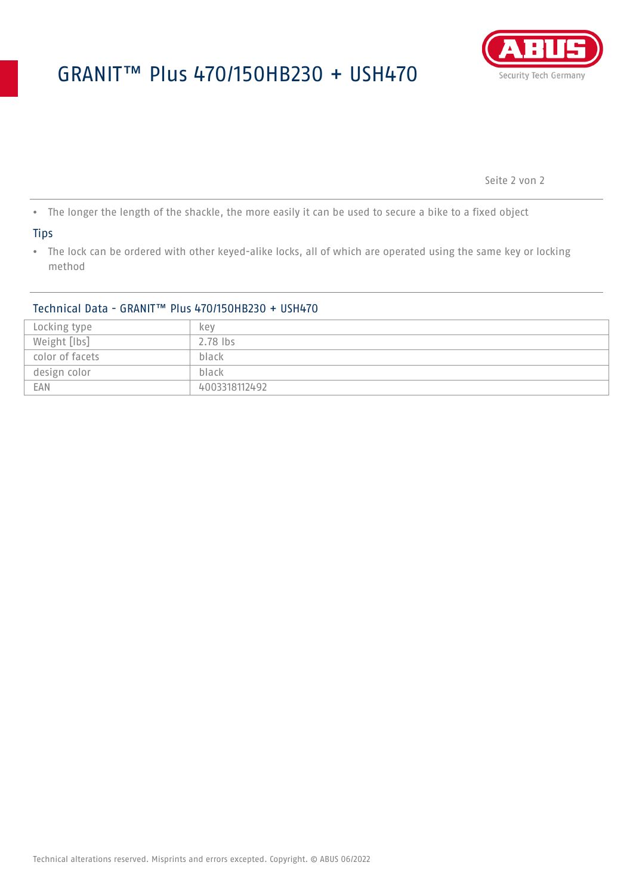- The longer the length of the shackle, the more easily it can be used to secure a bike to a fixed object

## Tips

- The lock can be ordered with other keyed-alike locks, all of which are operated using the same key or locking method

## Technical Data - GRANIT™ Plus 470/150HB230 + USH470

| | |
|---|---|
| Locking type | key |
| Weight [lbs] | 2.78 lbs |
| color of facets | black |
| design color | black |
| EAN | 4003318112492 |

Technical alterations reserved. Misprints and errors excepted. Copyright. © ABUS 06/2022